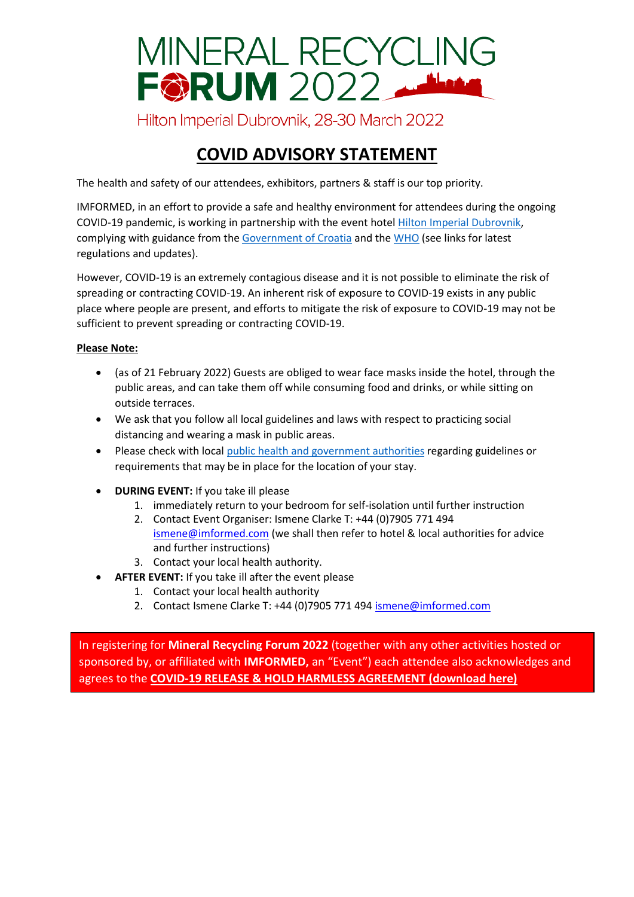# MINERAL RECYCLING FORUM 2022

Hilton Imperial Dubrovnik, 28-30 March 2022

## COVID ADVISORY STATEMENT

The health and safety of our attendees, exhibitors, partners & staff is our top priority.

IMFORMED, in an effort to provide a safe and healthy environment for attendees during the ongoing COVID-19 pandemic, is working in partnership with the event hotel Hilton Imperial Dubrovnik, complying with guidance from the Government of Croatia and the WHO (see links for latest regulations and updates).

However, COVID-19 is an extremely contagious disease and it is not possible to eliminate the risk of spreading or contracting COVID-19. An inherent risk of exposure to COVID-19 exists in any public place where people are present, and efforts to mitigate the risk of exposure to COVID-19 may not be sufficient to prevent spreading or contracting COVID-19.

**Please Note:**

- (as of 21 February 2022) Guests are obliged to wear face masks inside the hotel, through the public areas, and can take them off while consuming food and drinks, or while sitting on outside terraces.
- We ask that you follow all local guidelines and laws with respect to practicing social distancing and wearing a mask in public areas.
- Please check with local public health and government authorities regarding guidelines or requirements that may be in place for the location of your stay.

- **DURING EVENT:** If you take ill please
  1. immediately return to your bedroom for self-isolation until further instruction
  2. Contact Event Organiser: Ismene Clarke T: +44 (0)7905 771 494 ismene@imformed.com (we shall then refer to hotel & local authorities for advice and further instructions)
  3. Contact your local health authority.
- **AFTER EVENT:** If you take ill after the event please
  1. Contact your local health authority
  2. Contact Ismene Clarke T: +44 (0)7905 771 494 ismene@imformed.com

In registering for **Mineral Recycling Forum 2022** (together with any other activities hosted or sponsored by, or affiliated with **IMFORMED,** an "Event") each attendee also acknowledges and agrees to the **COVID-19 RELEASE & HOLD HARMLESS AGREEMENT (download here)**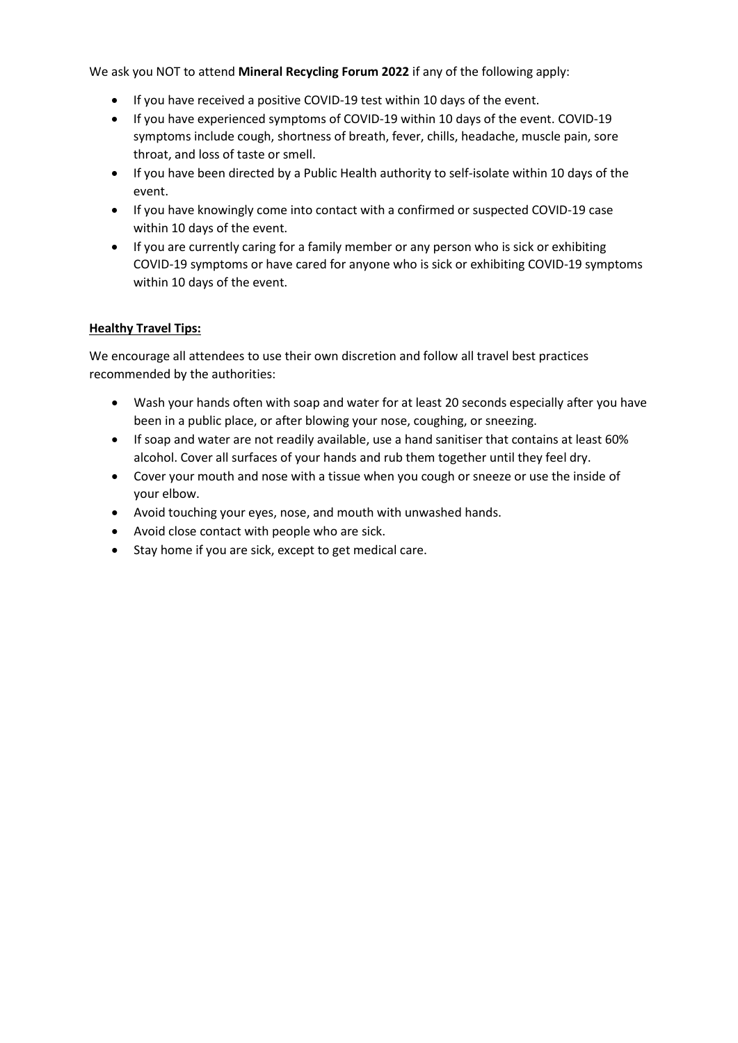We ask you NOT to attend **Mineral Recycling Forum 2022** if any of the following apply:

- If you have received a positive COVID-19 test within 10 days of the event.
- If you have experienced symptoms of COVID-19 within 10 days of the event. COVID-19 symptoms include cough, shortness of breath, fever, chills, headache, muscle pain, sore throat, and loss of taste or smell.
- If you have been directed by a Public Health authority to self-isolate within 10 days of the event.
- If you have knowingly come into contact with a confirmed or suspected COVID-19 case within 10 days of the event.
- If you are currently caring for a family member or any person who is sick or exhibiting COVID-19 symptoms or have cared for anyone who is sick or exhibiting COVID-19 symptoms within 10 days of the event.

**Healthy Travel Tips:**

We encourage all attendees to use their own discretion and follow all travel best practices recommended by the authorities:

- Wash your hands often with soap and water for at least 20 seconds especially after you have been in a public place, or after blowing your nose, coughing, or sneezing.
- If soap and water are not readily available, use a hand sanitiser that contains at least 60% alcohol. Cover all surfaces of your hands and rub them together until they feel dry.
- Cover your mouth and nose with a tissue when you cough or sneeze or use the inside of your elbow.
- Avoid touching your eyes, nose, and mouth with unwashed hands.
- Avoid close contact with people who are sick.
- Stay home if you are sick, except to get medical care.